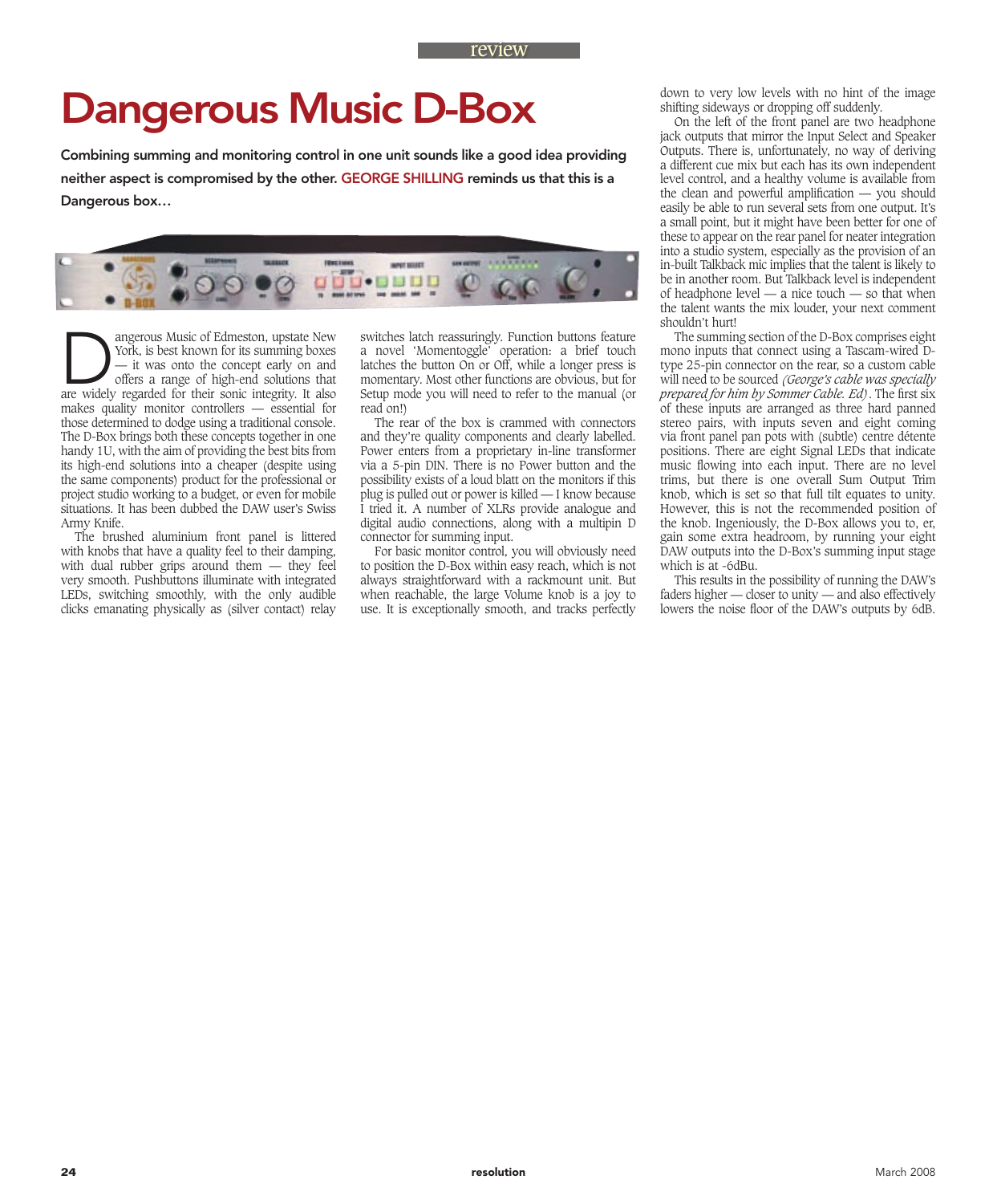review

# Dangerous Music D-Box

**Combining summing and monitoring control in one unit sounds like a good idea providing neither aspect is compromised by the other. GEORGE SHILLING reminds us that this is a Dangerous box…**

Dangerous Music of Edmeston, upstate New York, is best known for its summing boxes — it was onto the concept early on and offers a range of high-end solutions that are widely regarded for their sonic integrity. It also makes quality monitor controllers — essential for those determined to dodge using a traditional console. The D-Box brings both these concepts together in one handy 1U, with the aim of providing the best bits from its high-end solutions into a cheaper (despite using the same components) product for the professional or project studio working to a budget, or even for mobile situations. It has been dubbed the DAW user's Swiss Army Knife.

The brushed aluminium front panel is littered with knobs that have a quality feel to their damping, with dual rubber grips around them — they feel very smooth. Pushbuttons illuminate with integrated LEDs, switching smoothly, with the only audible clicks emanating physically as (silver contact) relay switches latch reassuringly. Function buttons feature a novel 'Momentoggle' operation: a brief touch latches the button On or Off, while a longer press is momentary. Most other functions are obvious, but for Setup mode you will need to refer to the manual (or read on!)

The rear of the box is crammed with connectors and they're quality components and clearly labelled. Power enters from a proprietary in-line transformer via a 5-pin DIN. There is no Power button and the possibility exists of a loud blatt on the monitors if this plug is pulled out or power is killed — I know because I tried it. A number of XLRs provide analogue and digital audio connections, along with a multipin D connector for summing input.

For basic monitor control, you will obviously need to position the D-Box within easy reach, which is not always straightforward with a rackmount unit. But when reachable, the large Volume knob is a joy to use. It is exceptionally smooth, and tracks perfectly down to very low levels with no hint of the image shifting sideways or dropping off suddenly.

On the left of the front panel are two headphone jack outputs that mirror the Input Select and Speaker Outputs. There is, unfortunately, no way of deriving a different cue mix but each has its own independent level control, and a healthy volume is available from the clean and powerful amplification — you should easily be able to run several sets from one output. It's a small point, but it might have been better for one of these to appear on the rear panel for neater integration into a studio system, especially as the provision of an in-built Talkback mic implies that the talent is likely to be in another room. But Talkback level is independent of headphone level — a nice touch — so that when the talent wants the mix louder, your next comment shouldn't hurt!

The summing section of the D-Box comprises eight mono inputs that connect using a Tascam-wired D-type 25-pin connector on the rear, so a custom cable will need to be sourced *(George's cable was specially prepared for him by Sommer Cable. Ed)*. The first six of these inputs are arranged as three hard panned stereo pairs, with inputs seven and eight coming via front panel pan pots with (subtle) centre détente positions. There are eight Signal LEDs that indicate music flowing into each input. There are no level trims, but there is one overall Sum Output Trim knob, which is set so that full tilt equates to unity. However, this is not the recommended position of the knob. Ingeniously, the D-Box allows you to, er, gain some extra headroom, by running your eight DAW outputs into the D-Box's summing input stage which is at -6dBu.

This results in the possibility of running the DAW's faders higher — closer to unity — and also effectively lowers the noise floor of the DAW's outputs by 6dB.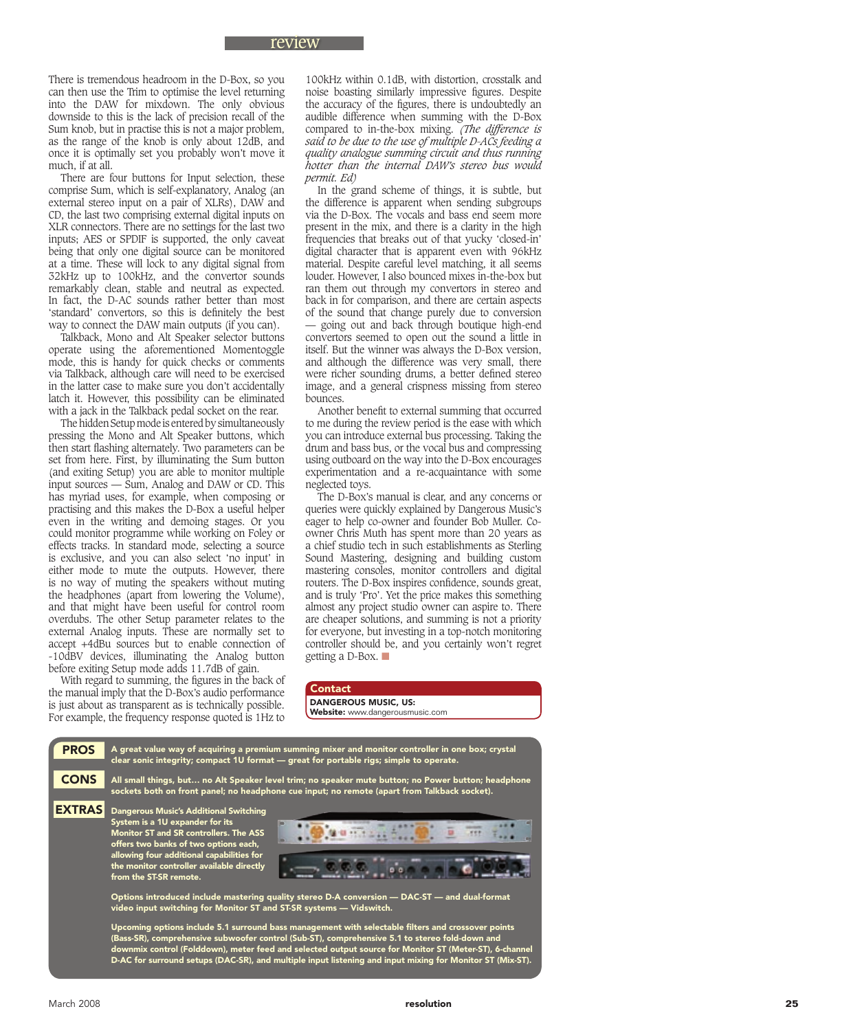There is tremendous headroom in the D-Box, so you can then use the Trim to optimise the level returning into the DAW for mixdown. The only obvious downside to this is the lack of precision recall of the Sum knob, but in practise this is not a major problem, as the range of the knob is only about 12dB, and once it is optimally set you probably won't move it much, if at all.

There are four buttons for Input selection, these comprise Sum, which is self-explanatory, Analog (an external stereo input on a pair of XLRs), DAW and CD, the last two comprising external digital inputs on XLR connectors. There are no settings for the last two inputs; AES or SPDIF is supported, the only caveat being that only one digital source can be monitored at a time. These will lock to any digital signal from 32kHz up to 100kHz, and the convertor sounds remarkably clean, stable and neutral as expected. In fact, the D-AC sounds rather better than most 'standard' convertors, so this is definitely the best way to connect the DAW main outputs (if you can).

Talkback, Mono and Alt Speaker selector buttons operate using the aforementioned Momentoggle mode, this is handy for quick checks or comments via Talkback, although care will need to be exercised in the latter case to make sure you don't accidentally latch it. However, this possibility can be eliminated with a jack in the Talkback pedal socket on the rear.

The hidden Setup mode is entered by simultaneously pressing the Mono and Alt Speaker buttons, which then start flashing alternately. Two parameters can be set from here. First, by illuminating the Sum button (and exiting Setup) you are able to monitor multiple input sources — Sum, Analog and DAW or CD. This has myriad uses, for example, when composing or practising and this makes the D-Box a useful helper even in the writing and demoing stages. Or you could monitor programme while working on Foley or effects tracks. In standard mode, selecting a source is exclusive, and you can also select 'no input' in either mode to mute the outputs. However, there is no way of muting the speakers without muting the headphones (apart from lowering the Volume), and that might have been useful for control room overdubs. The other Setup parameter relates to the external Analog inputs. These are normally set to accept +4dBu sources but to enable connection of -10dBV devices, illuminating the Analog button before exiting Setup mode adds 11.7dB of gain.

With regard to summing, the figures in the back of the manual imply that the D-Box's audio performance is just about as transparent as is technically possible. For example, the frequency response quoted is 1Hz to 100kHz within 0.1dB, with distortion, crosstalk and noise boasting similarly impressive figures. Despite the accuracy of the figures, there is undoubtedly an audible difference when summing with the D-Box compared to in-the-box mixing. *(The difference is said to be due to the use of multiple D-ACs feeding a quality analogue summing circuit and thus running hotter than the internal DAW's stereo bus would permit. Ed)*

In the grand scheme of things, it is subtle, but the difference is apparent when sending subgroups via the D-Box. The vocals and bass end seem more present in the mix, and there is a clarity in the high frequencies that breaks out of that yucky 'closed-in' digital character that is apparent even with 96kHz material. Despite careful level matching, it all seems louder. However, I also bounced mixes in-the-box but ran them out through my convertors in stereo and back in for comparison, and there are certain aspects of the sound that change purely due to conversion — going out and back through boutique high-end convertors seemed to open out the sound a little in itself. But the winner was always the D-Box version, and although the difference was very small, there were richer sounding drums, a better defined stereo image, and a general crispness missing from stereo bounces.

Another benefit to external summing that occurred to me during the review period is the ease with which you can introduce external bus processing. Taking the drum and bass bus, or the vocal bus and compressing using outboard on the way into the D-Box encourages experimentation and a re-acquaintance with some neglected toys.

The D-Box's manual is clear, and any concerns or queries were quickly explained by Dangerous Music's eager to help co-owner and founder Bob Muller. Co-owner Chris Muth has spent more than 20 years as a chief studio tech in such establishments as Sterling Sound Mastering, designing and building custom mastering consoles, monitor controllers and digital routers. The D-Box inspires confidence, sounds great, and is truly 'Pro'. Yet the price makes this something almost any project studio owner can aspire to. There are cheaper solutions, and summing is not a priority for everyone, but investing in a top-notch monitoring controller should be, and you certainly won't regret getting a D-Box. ■

**Contact**

**DANGEROUS MUSIC, US:**
**Website:** www.dangerousmusic.com

**PROS** A great value way of acquiring a premium summing mixer and monitor controller in one box; crystal clear sonic integrity; compact 1U format — great for portable rigs; simple to operate.

**CONS** All small things, but… no Alt Speaker level trim; no speaker mute button; no Power button; headphone sockets both on front panel; no headphone cue input; no remote (apart from Talkback socket).

**EXTRAS** Dangerous Music's Additional Switching System is a 1U expander for its Monitor ST and SR controllers. The ASS offers two banks of two options each, allowing four additional capabilities for the monitor controller available directly from the ST-SR remote.

Options introduced include mastering quality stereo D-A conversion — DAC-ST — and dual-format video input switching for Monitor ST and ST-SR systems — Vidswitch.

Upcoming options include 5.1 surround bass management with selectable filters and crossover points (Bass-SR), comprehensive subwoofer control (Sub-ST), comprehensive 5.1 to stereo fold-down and downmix control (Folddown), meter feed and selected output source for Monitor ST (Meter-ST), 6-channel D-AC for surround setups (DAC-SR), and multiple input listening and input mixing for Monitor ST (Mix-ST).